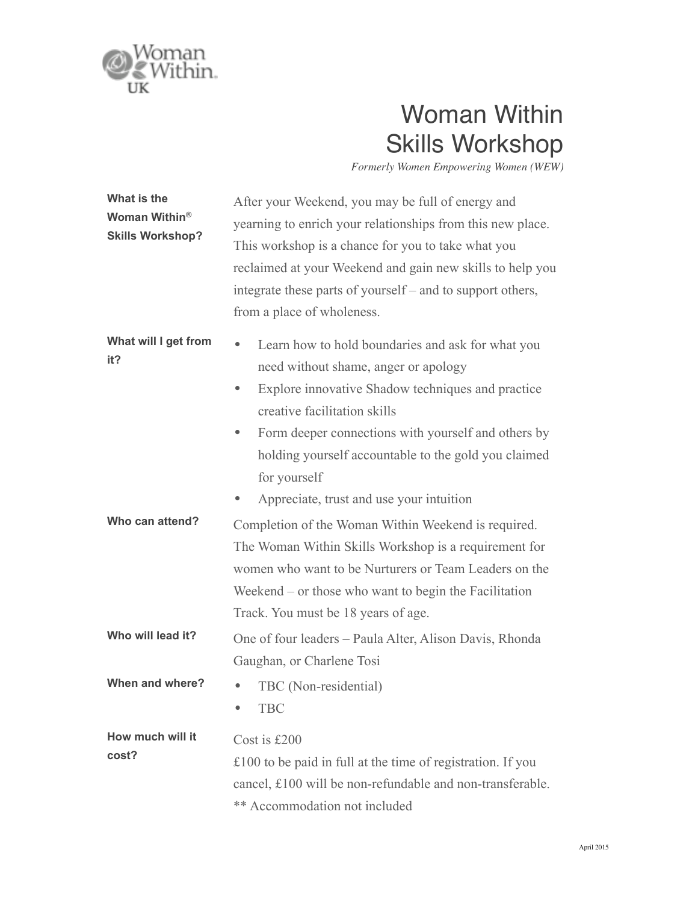Woman Within UK

# Woman Within Skills Workshop

*Formerly Women Empowering Women (WEW)*

**What is the Woman Within® Skills Workshop?**

After your Weekend, you may be full of energy and yearning to enrich your relationships from this new place. This workshop is a chance for you to take what you reclaimed at your Weekend and gain new skills to help you integrate these parts of yourself – and to support others, from a place of wholeness.

**What will I get from it?**

- Learn how to hold boundaries and ask for what you need without shame, anger or apology
- Explore innovative Shadow techniques and practice creative facilitation skills
- Form deeper connections with yourself and others by holding yourself accountable to the gold you claimed for yourself
- Appreciate, trust and use your intuition

**Who can attend?**

Completion of the Woman Within Weekend is required. The Woman Within Skills Workshop is a requirement for women who want to be Nurturers or Team Leaders on the Weekend – or those who want to begin the Facilitation Track. You must be 18 years of age.

**Who will lead it?**

One of four leaders – Paula Alter, Alison Davis, Rhonda Gaughan, or Charlene Tosi

**When and where?**

- TBC (Non-residential)
- TBC

**How much will it cost?**

Cost is £200

£100 to be paid in full at the time of registration. If you cancel, £100 will be non-refundable and non-transferable.

** Accommodation not included

April 2015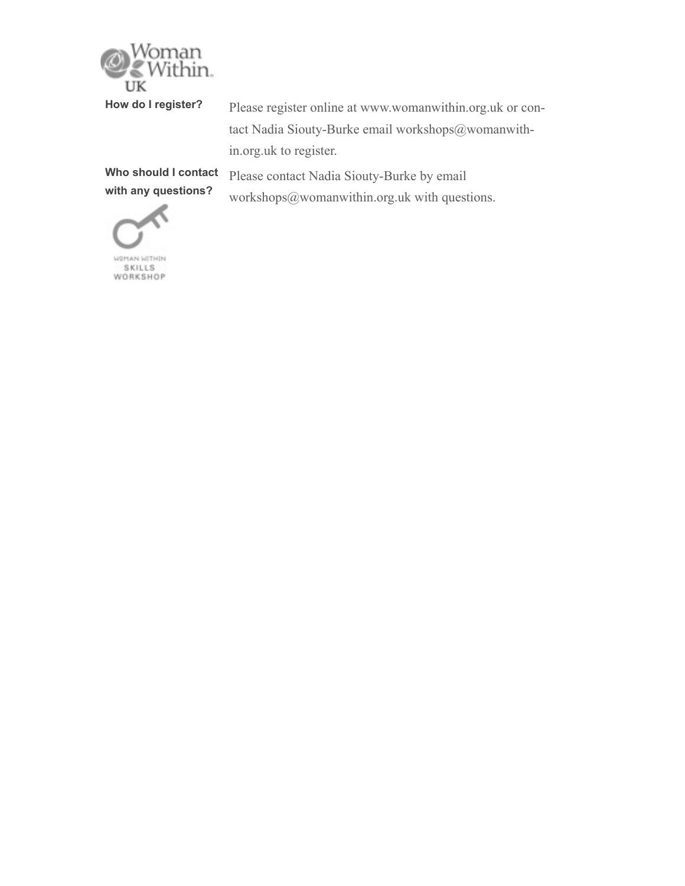**How do I register?**

Please register online at www.womanwithin.org.uk or contact Nadia Siouty-Burke email workshops@womanwithin.org.uk to register.

**Who should I contact with any questions?**

Please contact Nadia Siouty-Burke by email workshops@womanwithin.org.uk with questions.